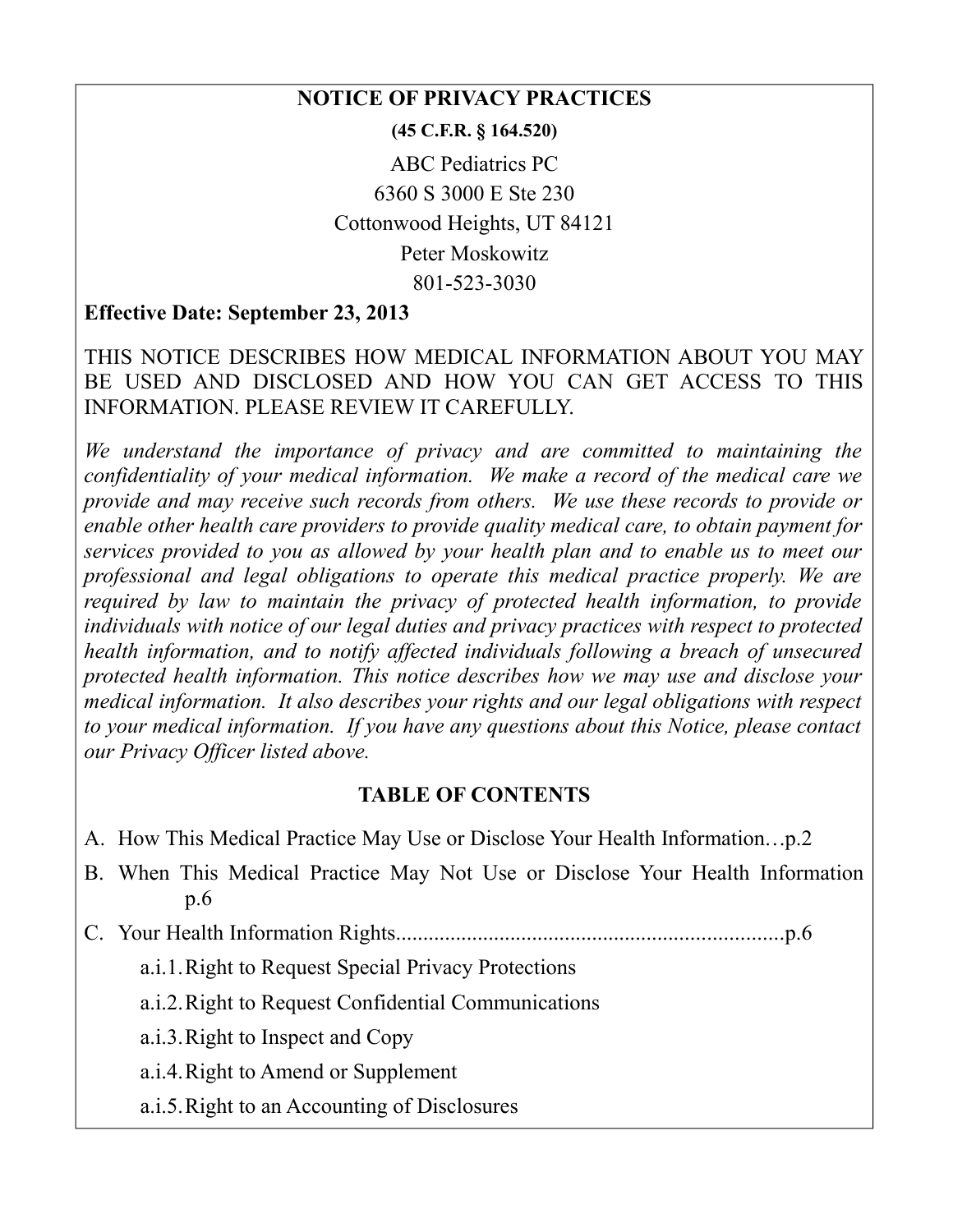# NOTICE OF PRIVACY PRACTICES

**(45 C.F.R. § 164.520)**

ABC Pediatrics PC

6360 S 3000 E Ste 230

Cottonwood Heights, UT 84121

Peter Moskowitz

801-523-3030

**Effective Date: September 23, 2013**

THIS NOTICE DESCRIBES HOW MEDICAL INFORMATION ABOUT YOU MAY BE USED AND DISCLOSED AND HOW YOU CAN GET ACCESS TO THIS INFORMATION. PLEASE REVIEW IT CAREFULLY.

*We understand the importance of privacy and are committed to maintaining the confidentiality of your medical information. We make a record of the medical care we provide and may receive such records from others. We use these records to provide or enable other health care providers to provide quality medical care, to obtain payment for services provided to you as allowed by your health plan and to enable us to meet our professional and legal obligations to operate this medical practice properly. We are required by law to maintain the privacy of protected health information, to provide individuals with notice of our legal duties and privacy practices with respect to protected health information, and to notify affected individuals following a breach of unsecured protected health information. This notice describes how we may use and disclose your medical information. It also describes your rights and our legal obligations with respect to your medical information. If you have any questions about this Notice, please contact our Privacy Officer listed above.*

## TABLE OF CONTENTS

A. How This Medical Practice May Use or Disclose Your Health Information…p.2

B. When This Medical Practice May Not Use or Disclose Your Health Information p.6

C. Your Health Information Rights.......................................................................p.6

- a.i.1. Right to Request Special Privacy Protections
- a.i.2. Right to Request Confidential Communications
- a.i.3. Right to Inspect and Copy
- a.i.4. Right to Amend or Supplement
- a.i.5. Right to an Accounting of Disclosures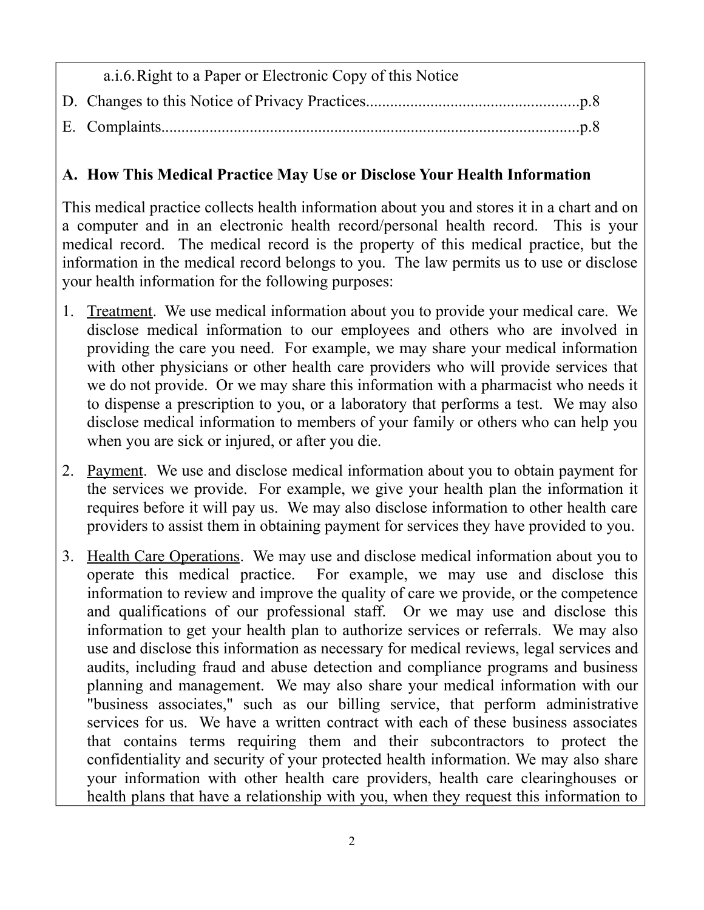a.i.6. Right to a Paper or Electronic Copy of this Notice

D. Changes to this Notice of Privacy Practices....................................................p.8

E. Complaints........................................................................................................p.8

## A. How This Medical Practice May Use or Disclose Your Health Information

This medical practice collects health information about you and stores it in a chart and on a computer and in an electronic health record/personal health record. This is your medical record. The medical record is the property of this medical practice, but the information in the medical record belongs to you. The law permits us to use or disclose your health information for the following purposes:

1. Treatment. We use medical information about you to provide your medical care. We disclose medical information to our employees and others who are involved in providing the care you need. For example, we may share your medical information with other physicians or other health care providers who will provide services that we do not provide. Or we may share this information with a pharmacist who needs it to dispense a prescription to you, or a laboratory that performs a test. We may also disclose medical information to members of your family or others who can help you when you are sick or injured, or after you die.

2. Payment. We use and disclose medical information about you to obtain payment for the services we provide. For example, we give your health plan the information it requires before it will pay us. We may also disclose information to other health care providers to assist them in obtaining payment for services they have provided to you.

3. Health Care Operations. We may use and disclose medical information about you to operate this medical practice. For example, we may use and disclose this information to review and improve the quality of care we provide, or the competence and qualifications of our professional staff. Or we may use and disclose this information to get your health plan to authorize services or referrals. We may also use and disclose this information as necessary for medical reviews, legal services and audits, including fraud and abuse detection and compliance programs and business planning and management. We may also share your medical information with our "business associates," such as our billing service, that perform administrative services for us. We have a written contract with each of these business associates that contains terms requiring them and their subcontractors to protect the confidentiality and security of your protected health information. We may also share your information with other health care providers, health care clearinghouses or health plans that have a relationship with you, when they request this information to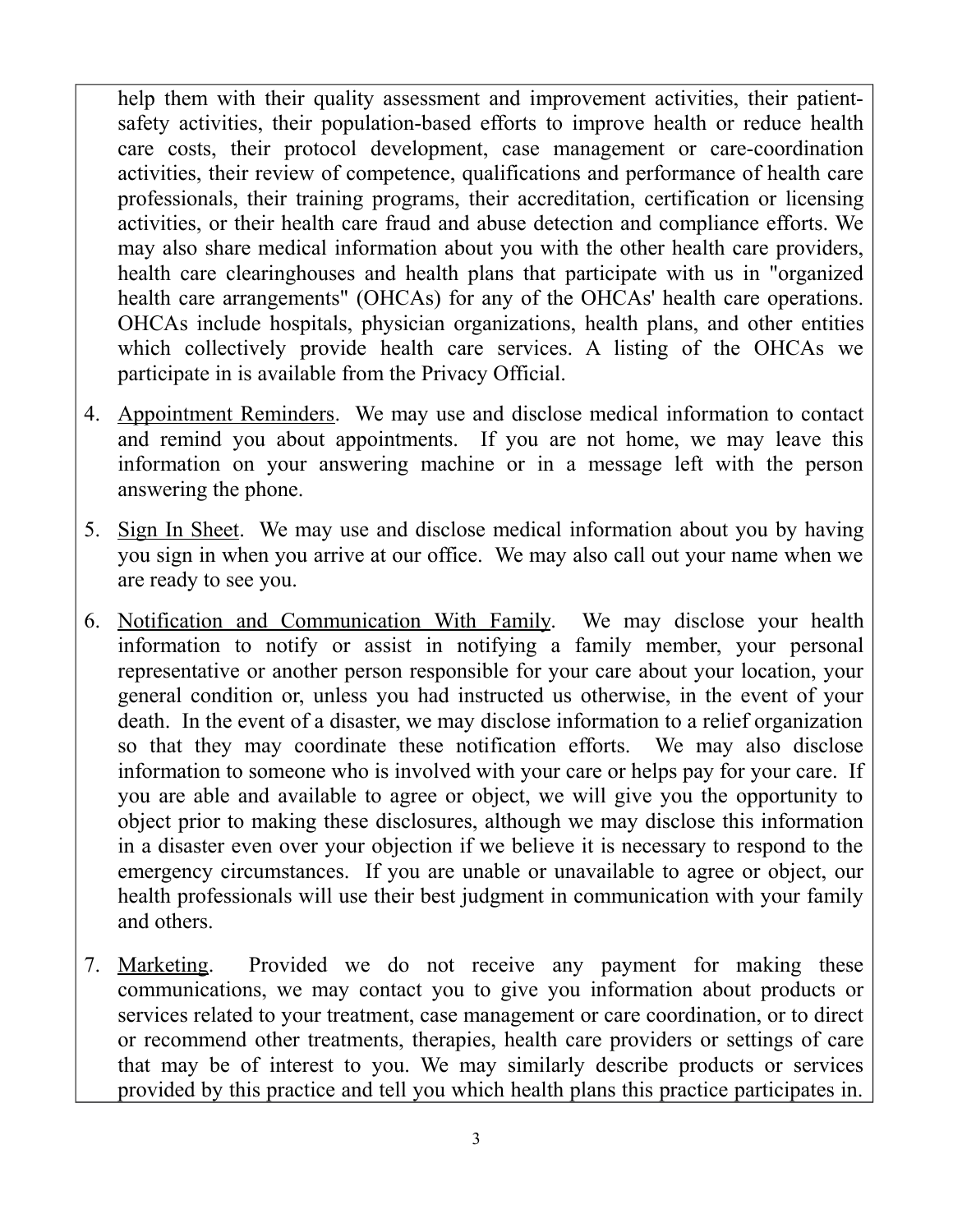help them with their quality assessment and improvement activities, their patient-safety activities, their population-based efforts to improve health or reduce health care costs, their protocol development, case management or care-coordination activities, their review of competence, qualifications and performance of health care professionals, their training programs, their accreditation, certification or licensing activities, or their health care fraud and abuse detection and compliance efforts. We may also share medical information about you with the other health care providers, health care clearinghouses and health plans that participate with us in "organized health care arrangements" (OHCAs) for any of the OHCAs' health care operations. OHCAs include hospitals, physician organizations, health plans, and other entities which collectively provide health care services. A listing of the OHCAs we participate in is available from the Privacy Official.

4. <u>Appointment Reminders</u>. We may use and disclose medical information to contact and remind you about appointments. If you are not home, we may leave this information on your answering machine or in a message left with the person answering the phone.

5. <u>Sign In Sheet</u>. We may use and disclose medical information about you by having you sign in when you arrive at our office. We may also call out your name when we are ready to see you.

6. <u>Notification and Communication With Family</u>. We may disclose your health information to notify or assist in notifying a family member, your personal representative or another person responsible for your care about your location, your general condition or, unless you had instructed us otherwise, in the event of your death. In the event of a disaster, we may disclose information to a relief organization so that they may coordinate these notification efforts. We may also disclose information to someone who is involved with your care or helps pay for your care. If you are able and available to agree or object, we will give you the opportunity to object prior to making these disclosures, although we may disclose this information in a disaster even over your objection if we believe it is necessary to respond to the emergency circumstances. If you are unable or unavailable to agree or object, our health professionals will use their best judgment in communication with your family and others.

7. <u>Marketing</u>. Provided we do not receive any payment for making these communications, we may contact you to give you information about products or services related to your treatment, case management or care coordination, or to direct or recommend other treatments, therapies, health care providers or settings of care that may be of interest to you. We may similarly describe products or services provided by this practice and tell you which health plans this practice participates in.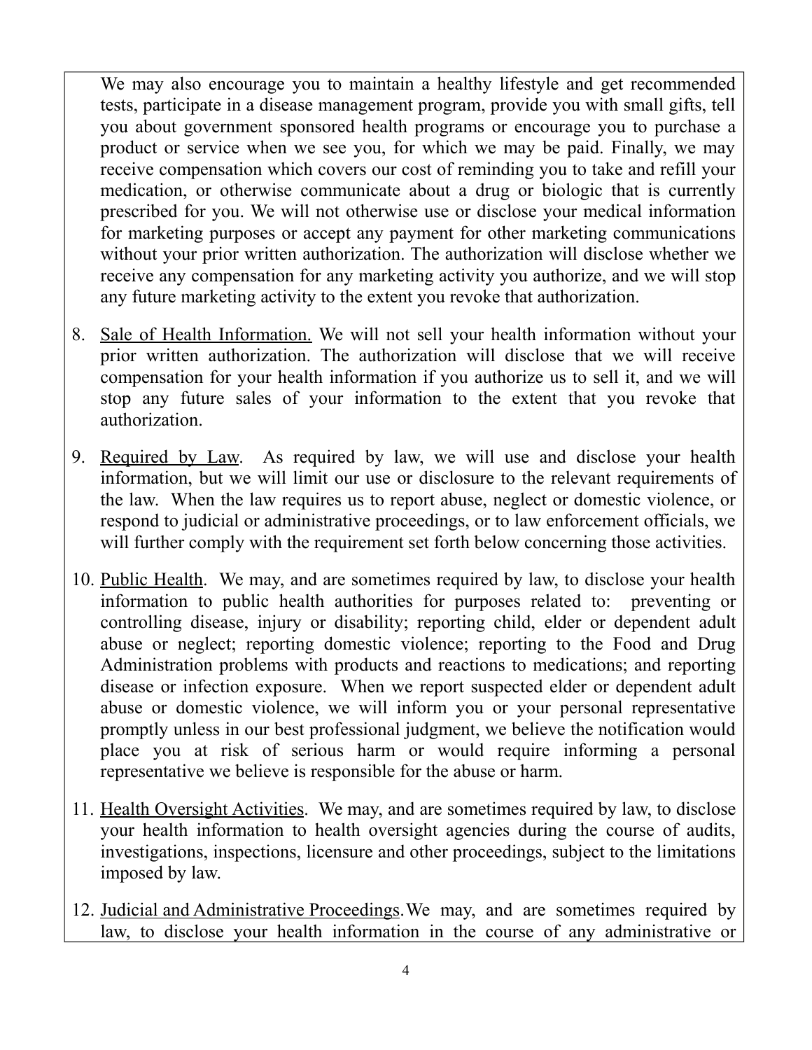We may also encourage you to maintain a healthy lifestyle and get recommended tests, participate in a disease management program, provide you with small gifts, tell you about government sponsored health programs or encourage you to purchase a product or service when we see you, for which we may be paid. Finally, we may receive compensation which covers our cost of reminding you to take and refill your medication, or otherwise communicate about a drug or biologic that is currently prescribed for you. We will not otherwise use or disclose your medical information for marketing purposes or accept any payment for other marketing communications without your prior written authorization. The authorization will disclose whether we receive any compensation for any marketing activity you authorize, and we will stop any future marketing activity to the extent you revoke that authorization.

8. Sale of Health Information. We will not sell your health information without your prior written authorization. The authorization will disclose that we will receive compensation for your health information if you authorize us to sell it, and we will stop any future sales of your information to the extent that you revoke that authorization.

9. Required by Law. As required by law, we will use and disclose your health information, but we will limit our use or disclosure to the relevant requirements of the law. When the law requires us to report abuse, neglect or domestic violence, or respond to judicial or administrative proceedings, or to law enforcement officials, we will further comply with the requirement set forth below concerning those activities.

10. Public Health. We may, and are sometimes required by law, to disclose your health information to public health authorities for purposes related to: preventing or controlling disease, injury or disability; reporting child, elder or dependent adult abuse or neglect; reporting domestic violence; reporting to the Food and Drug Administration problems with products and reactions to medications; and reporting disease or infection exposure. When we report suspected elder or dependent adult abuse or domestic violence, we will inform you or your personal representative promptly unless in our best professional judgment, we believe the notification would place you at risk of serious harm or would require informing a personal representative we believe is responsible for the abuse or harm.

11. Health Oversight Activities. We may, and are sometimes required by law, to disclose your health information to health oversight agencies during the course of audits, investigations, inspections, licensure and other proceedings, subject to the limitations imposed by law.

12. Judicial and Administrative Proceedings. We may, and are sometimes required by law, to disclose your health information in the course of any administrative or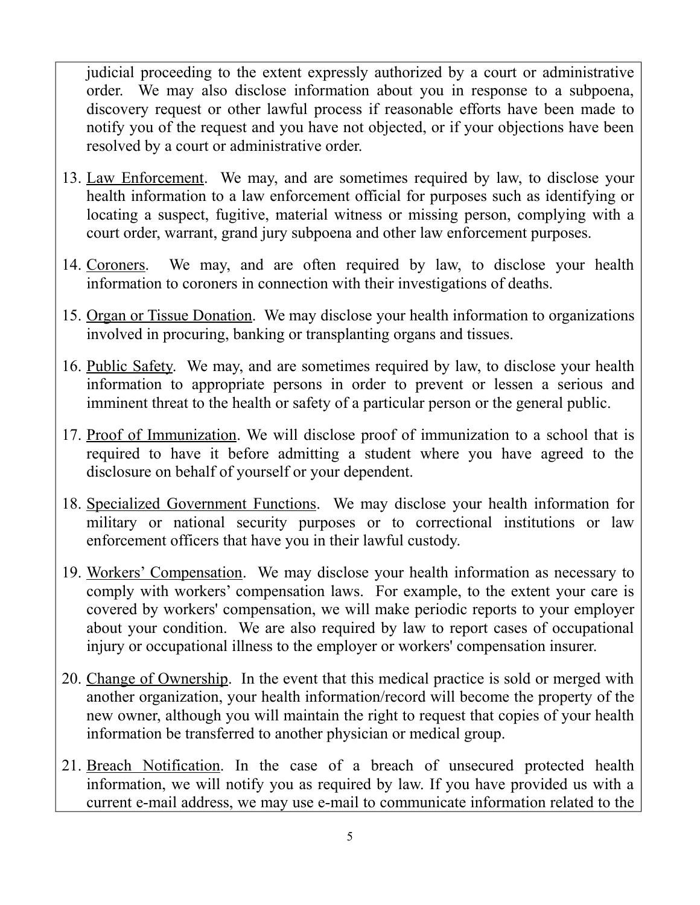judicial proceeding to the extent expressly authorized by a court or administrative order. We may also disclose information about you in response to a subpoena, discovery request or other lawful process if reasonable efforts have been made to notify you of the request and you have not objected, or if your objections have been resolved by a court or administrative order.

13. Law Enforcement. We may, and are sometimes required by law, to disclose your health information to a law enforcement official for purposes such as identifying or locating a suspect, fugitive, material witness or missing person, complying with a court order, warrant, grand jury subpoena and other law enforcement purposes.

14. Coroners. We may, and are often required by law, to disclose your health information to coroners in connection with their investigations of deaths.

15. Organ or Tissue Donation. We may disclose your health information to organizations involved in procuring, banking or transplanting organs and tissues.

16. Public Safety. We may, and are sometimes required by law, to disclose your health information to appropriate persons in order to prevent or lessen a serious and imminent threat to the health or safety of a particular person or the general public.

17. Proof of Immunization. We will disclose proof of immunization to a school that is required to have it before admitting a student where you have agreed to the disclosure on behalf of yourself or your dependent.

18. Specialized Government Functions. We may disclose your health information for military or national security purposes or to correctional institutions or law enforcement officers that have you in their lawful custody.

19. Workers' Compensation. We may disclose your health information as necessary to comply with workers' compensation laws. For example, to the extent your care is covered by workers' compensation, we will make periodic reports to your employer about your condition. We are also required by law to report cases of occupational injury or occupational illness to the employer or workers' compensation insurer.

20. Change of Ownership. In the event that this medical practice is sold or merged with another organization, your health information/record will become the property of the new owner, although you will maintain the right to request that copies of your health information be transferred to another physician or medical group.

21. Breach Notification. In the case of a breach of unsecured protected health information, we will notify you as required by law. If you have provided us with a current e-mail address, we may use e-mail to communicate information related to the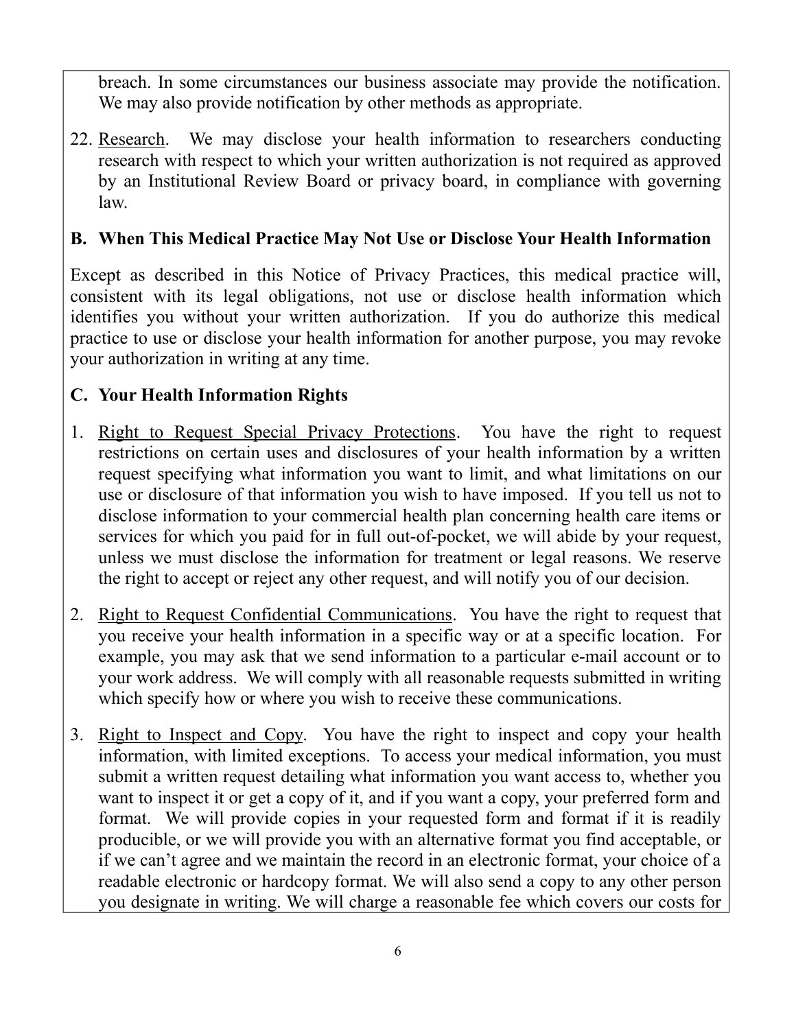breach. In some circumstances our business associate may provide the notification. We may also provide notification by other methods as appropriate.

22. Research. We may disclose your health information to researchers conducting research with respect to which your written authorization is not required as approved by an Institutional Review Board or privacy board, in compliance with governing law.

## B. When This Medical Practice May Not Use or Disclose Your Health Information

Except as described in this Notice of Privacy Practices, this medical practice will, consistent with its legal obligations, not use or disclose health information which identifies you without your written authorization. If you do authorize this medical practice to use or disclose your health information for another purpose, you may revoke your authorization in writing at any time.

## C. Your Health Information Rights

1. Right to Request Special Privacy Protections. You have the right to request restrictions on certain uses and disclosures of your health information by a written request specifying what information you want to limit, and what limitations on our use or disclosure of that information you wish to have imposed. If you tell us not to disclose information to your commercial health plan concerning health care items or services for which you paid for in full out-of-pocket, we will abide by your request, unless we must disclose the information for treatment or legal reasons. We reserve the right to accept or reject any other request, and will notify you of our decision.

2. Right to Request Confidential Communications. You have the right to request that you receive your health information in a specific way or at a specific location. For example, you may ask that we send information to a particular e-mail account or to your work address. We will comply with all reasonable requests submitted in writing which specify how or where you wish to receive these communications.

3. Right to Inspect and Copy. You have the right to inspect and copy your health information, with limited exceptions. To access your medical information, you must submit a written request detailing what information you want access to, whether you want to inspect it or get a copy of it, and if you want a copy, your preferred form and format. We will provide copies in your requested form and format if it is readily producible, or we will provide you with an alternative format you find acceptable, or if we can't agree and we maintain the record in an electronic format, your choice of a readable electronic or hardcopy format. We will also send a copy to any other person you designate in writing. We will charge a reasonable fee which covers our costs for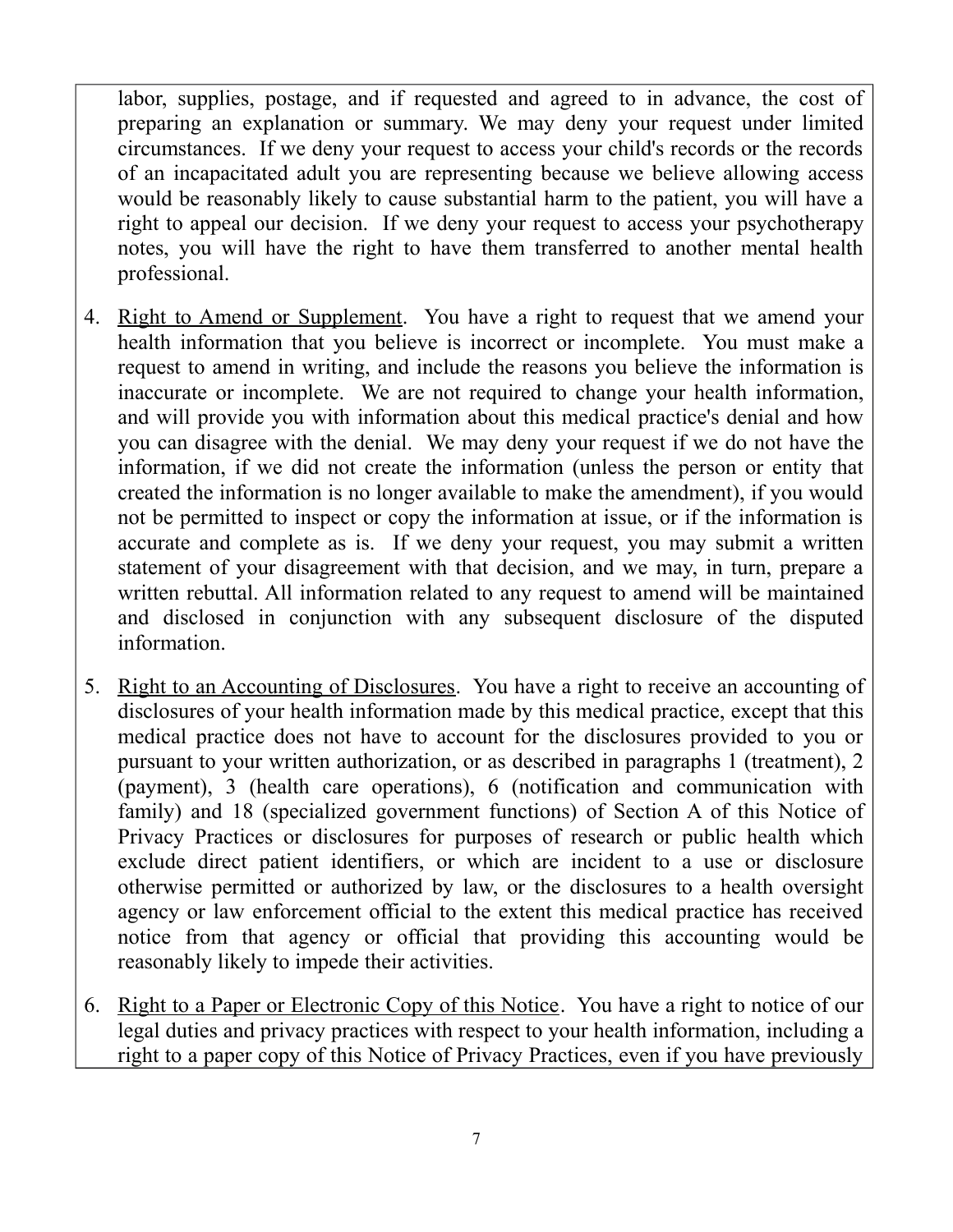labor, supplies, postage, and if requested and agreed to in advance, the cost of preparing an explanation or summary. We may deny your request under limited circumstances. If we deny your request to access your child's records or the records of an incapacitated adult you are representing because we believe allowing access would be reasonably likely to cause substantial harm to the patient, you will have a right to appeal our decision. If we deny your request to access your psychotherapy notes, you will have the right to have them transferred to another mental health professional.

4. Right to Amend or Supplement. You have a right to request that we amend your health information that you believe is incorrect or incomplete. You must make a request to amend in writing, and include the reasons you believe the information is inaccurate or incomplete. We are not required to change your health information, and will provide you with information about this medical practice's denial and how you can disagree with the denial. We may deny your request if we do not have the information, if we did not create the information (unless the person or entity that created the information is no longer available to make the amendment), if you would not be permitted to inspect or copy the information at issue, or if the information is accurate and complete as is. If we deny your request, you may submit a written statement of your disagreement with that decision, and we may, in turn, prepare a written rebuttal. All information related to any request to amend will be maintained and disclosed in conjunction with any subsequent disclosure of the disputed information.

5. Right to an Accounting of Disclosures. You have a right to receive an accounting of disclosures of your health information made by this medical practice, except that this medical practice does not have to account for the disclosures provided to you or pursuant to your written authorization, or as described in paragraphs 1 (treatment), 2 (payment), 3 (health care operations), 6 (notification and communication with family) and 18 (specialized government functions) of Section A of this Notice of Privacy Practices or disclosures for purposes of research or public health which exclude direct patient identifiers, or which are incident to a use or disclosure otherwise permitted or authorized by law, or the disclosures to a health oversight agency or law enforcement official to the extent this medical practice has received notice from that agency or official that providing this accounting would be reasonably likely to impede their activities.

6. Right to a Paper or Electronic Copy of this Notice. You have a right to notice of our legal duties and privacy practices with respect to your health information, including a right to a paper copy of this Notice of Privacy Practices, even if you have previously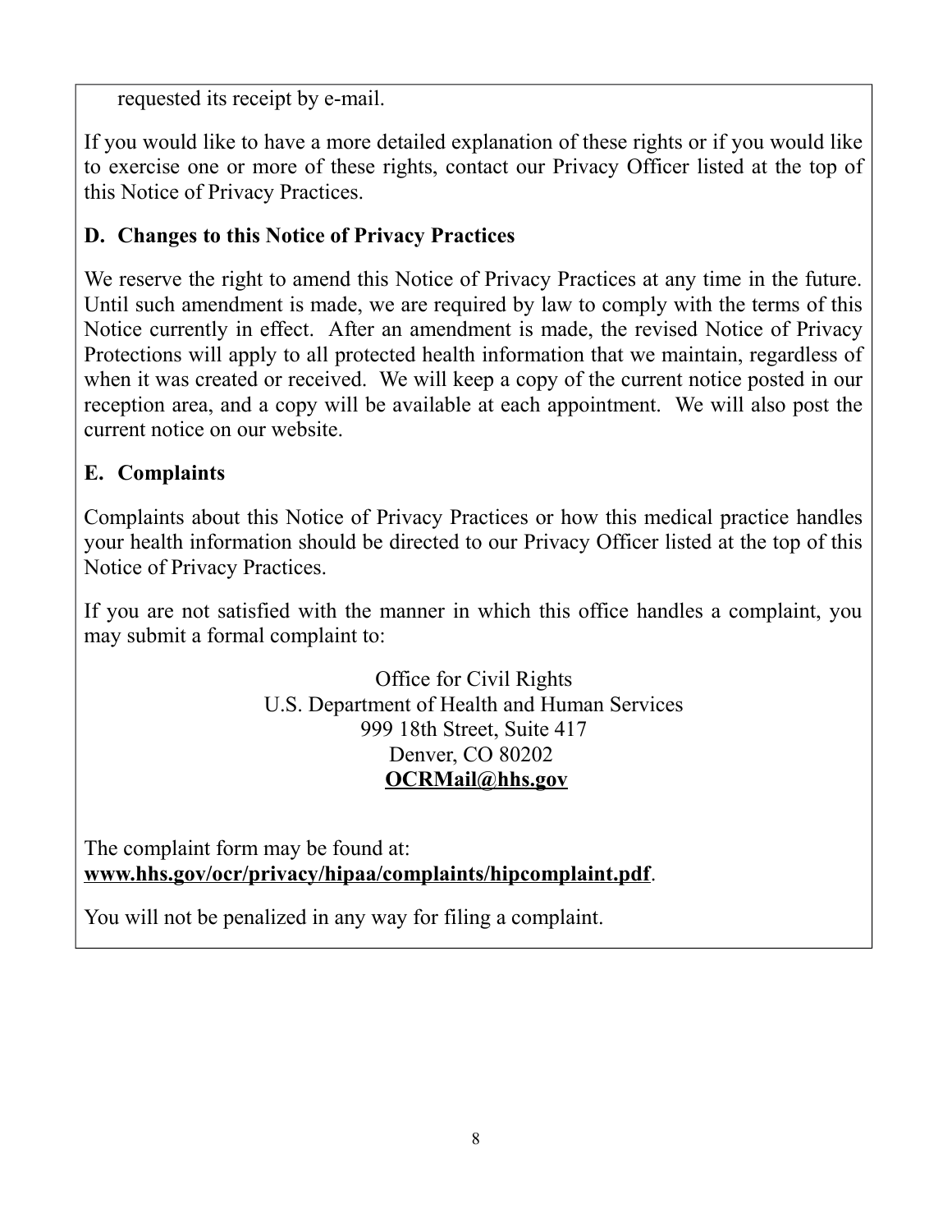requested its receipt by e-mail.

If you would like to have a more detailed explanation of these rights or if you would like to exercise one or more of these rights, contact our Privacy Officer listed at the top of this Notice of Privacy Practices.

## D. Changes to this Notice of Privacy Practices

We reserve the right to amend this Notice of Privacy Practices at any time in the future. Until such amendment is made, we are required by law to comply with the terms of this Notice currently in effect. After an amendment is made, the revised Notice of Privacy Protections will apply to all protected health information that we maintain, regardless of when it was created or received. We will keep a copy of the current notice posted in our reception area, and a copy will be available at each appointment. We will also post the current notice on our website.

## E. Complaints

Complaints about this Notice of Privacy Practices or how this medical practice handles your health information should be directed to our Privacy Officer listed at the top of this Notice of Privacy Practices.

If you are not satisfied with the manner in which this office handles a complaint, you may submit a formal complaint to:

Office for Civil Rights
U.S. Department of Health and Human Services
999 18th Street, Suite 417
Denver, CO 80202
**OCRMail@hhs.gov**

The complaint form may be found at:
**www.hhs.gov/ocr/privacy/hipaa/complaints/hipcomplaint.pdf**.

You will not be penalized in any way for filing a complaint.